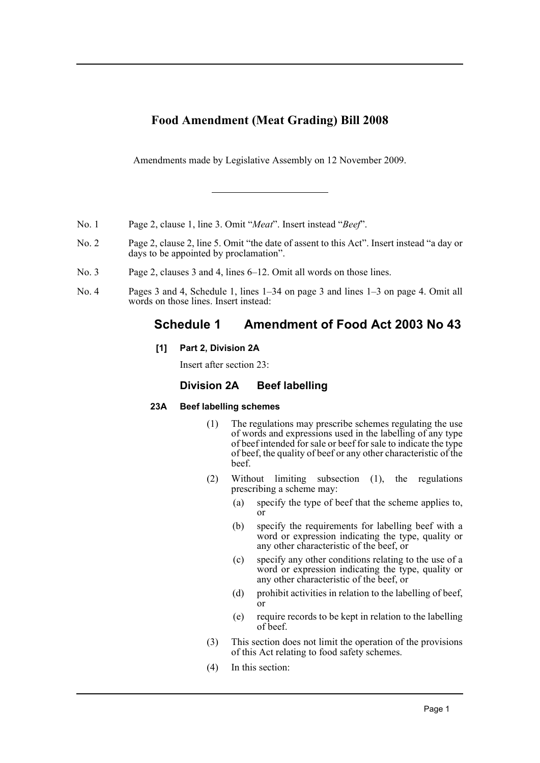# Food Amendment (Meat Grading) Bill 2008

Amendments made by Legislative Assembly on 12 November 2009.

---

No. 1 Page 2, clause 1, line 3. Omit "*Meat*". Insert instead "*Beef*".

No. 2 Page 2, clause 2, line 5. Omit "the date of assent to this Act". Insert instead "a day or days to be appointed by proclamation".

No. 3 Page 2, clauses 3 and 4, lines 6–12. Omit all words on those lines.

No. 4 Pages 3 and 4, Schedule 1, lines 1–34 on page 3 and lines 1–3 on page 4. Omit all words on those lines. Insert instead:

## Schedule 1 Amendment of Food Act 2003 No 43

**[1] Part 2, Division 2A**

Insert after section 23:

### Division 2A Beef labelling

**23A Beef labelling schemes**

(1) The regulations may prescribe schemes regulating the use of words and expressions used in the labelling of any type of beef intended for sale or beef for sale to indicate the type of beef, the quality of beef or any other characteristic of the beef.

(2) Without limiting subsection (1), the regulations prescribing a scheme may:

(a) specify the type of beef that the scheme applies to, or

(b) specify the requirements for labelling beef with a word or expression indicating the type, quality or any other characteristic of the beef, or

(c) specify any other conditions relating to the use of a word or expression indicating the type, quality or any other characteristic of the beef, or

(d) prohibit activities in relation to the labelling of beef, or

(e) require records to be kept in relation to the labelling of beef.

(3) This section does not limit the operation of the provisions of this Act relating to food safety schemes.

(4) In this section: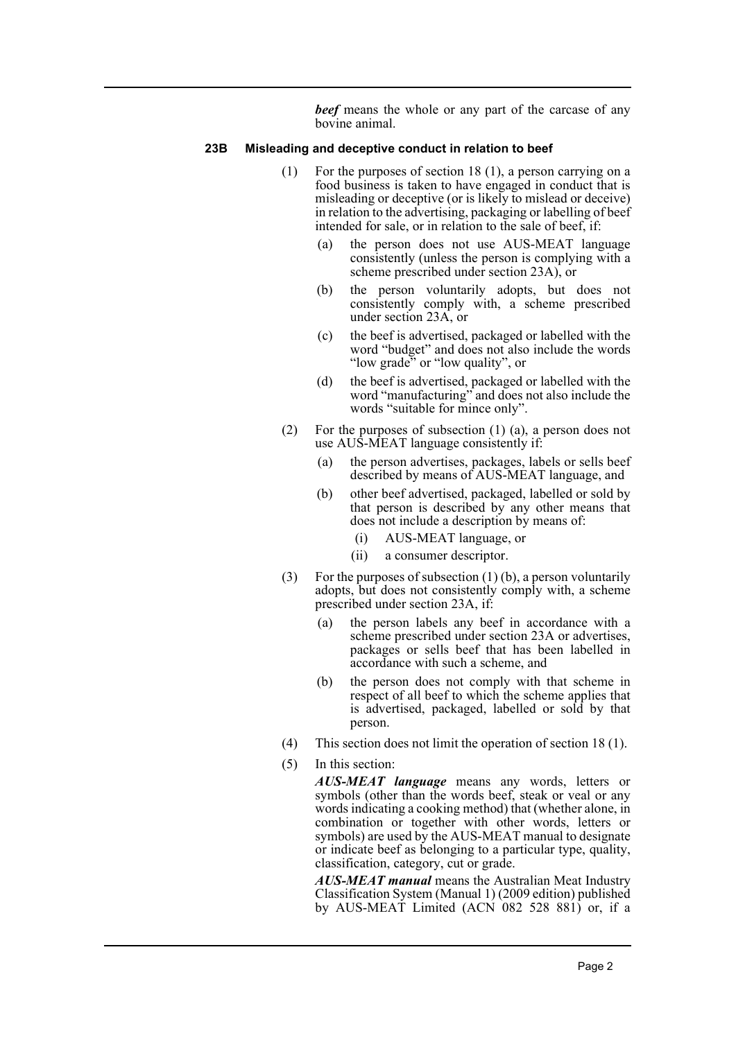***beef*** means the whole or any part of the carcase of any bovine animal.

### 23B Misleading and deceptive conduct in relation to beef

(1) For the purposes of section 18 (1), a person carrying on a food business is taken to have engaged in conduct that is misleading or deceptive (or is likely to mislead or deceive) in relation to the advertising, packaging or labelling of beef intended for sale, or in relation to the sale of beef, if:

(a) the person does not use AUS-MEAT language consistently (unless the person is complying with a scheme prescribed under section 23A), or

(b) the person voluntarily adopts, but does not consistently comply with, a scheme prescribed under section 23A, or

(c) the beef is advertised, packaged or labelled with the word "budget" and does not also include the words "low grade" or "low quality", or

(d) the beef is advertised, packaged or labelled with the word "manufacturing" and does not also include the words "suitable for mince only".

(2) For the purposes of subsection (1) (a), a person does not use AUS-MEAT language consistently if:

(a) the person advertises, packages, labels or sells beef described by means of AUS-MEAT language, and

(b) other beef advertised, packaged, labelled or sold by that person is described by any other means that does not include a description by means of:

(i) AUS-MEAT language, or

(ii) a consumer descriptor.

(3) For the purposes of subsection (1) (b), a person voluntarily adopts, but does not consistently comply with, a scheme prescribed under section 23A, if:

(a) the person labels any beef in accordance with a scheme prescribed under section 23A or advertises, packages or sells beef that has been labelled in accordance with such a scheme, and

(b) the person does not comply with that scheme in respect of all beef to which the scheme applies that is advertised, packaged, labelled or sold by that person.

(4) This section does not limit the operation of section 18 (1).

(5) In this section:

***AUS-MEAT language*** means any words, letters or symbols (other than the words beef, steak or veal or any words indicating a cooking method) that (whether alone, in combination or together with other words, letters or symbols) are used by the AUS-MEAT manual to designate or indicate beef as belonging to a particular type, quality, classification, category, cut or grade.

***AUS-MEAT manual*** means the Australian Meat Industry Classification System (Manual 1) (2009 edition) published by AUS-MEAT Limited (ACN 082 528 881) or, if a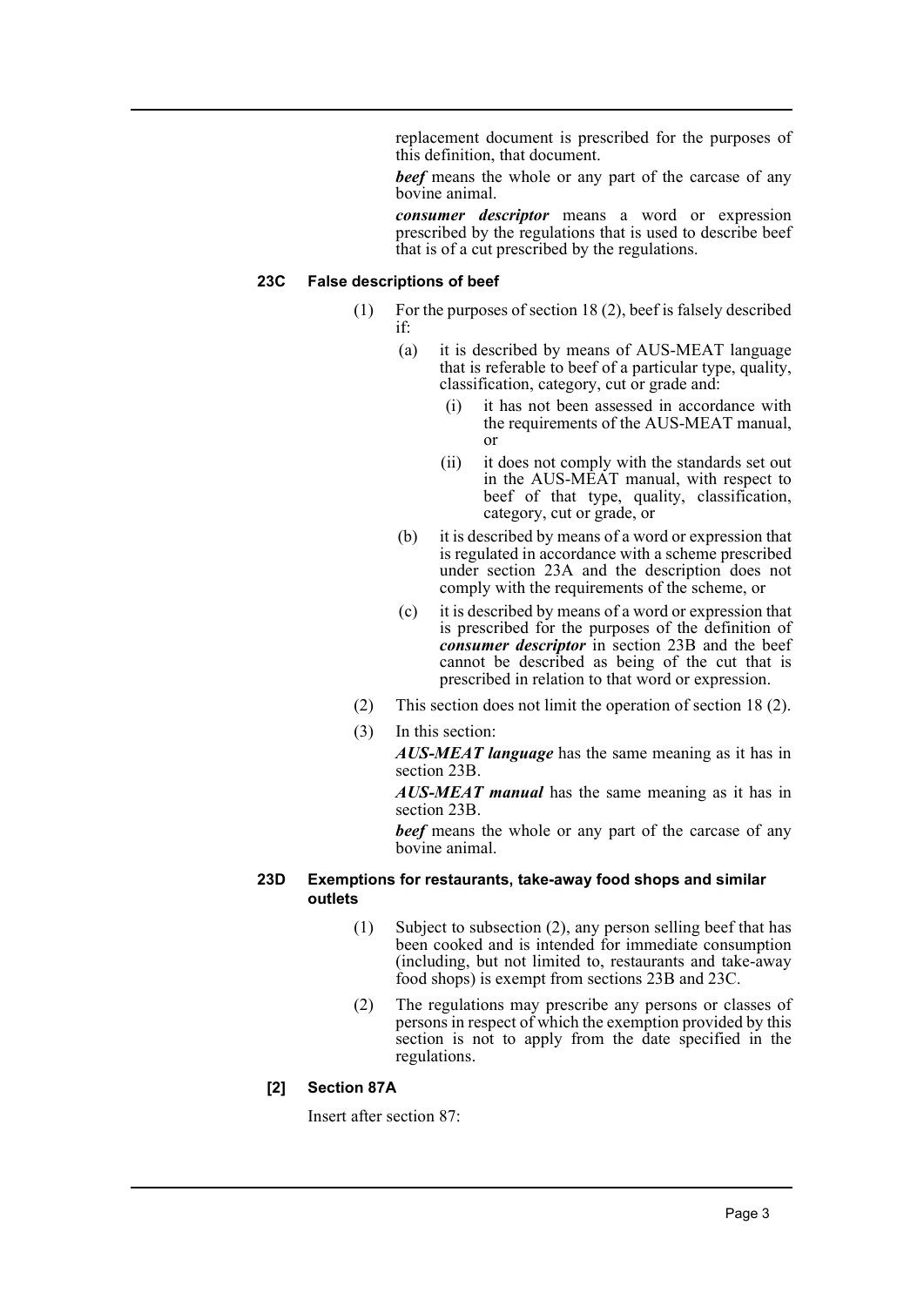replacement document is prescribed for the purposes of this definition, that document.

***beef*** means the whole or any part of the carcase of any bovine animal.

***consumer descriptor*** means a word or expression prescribed by the regulations that is used to describe beef that is of a cut prescribed by the regulations.

#### 23C False descriptions of beef

(1) For the purposes of section 18 (2), beef is falsely described if:

- (a) it is described by means of AUS-MEAT language that is referable to beef of a particular type, quality, classification, category, cut or grade and:
  - (i) it has not been assessed in accordance with the requirements of the AUS-MEAT manual, or
  - (ii) it does not comply with the standards set out in the AUS-MEAT manual, with respect to beef of that type, quality, classification, category, cut or grade, or
- (b) it is described by means of a word or expression that is regulated in accordance with a scheme prescribed under section 23A and the description does not comply with the requirements of the scheme, or
- (c) it is described by means of a word or expression that is prescribed for the purposes of the definition of ***consumer descriptor*** in section 23B and the beef cannot be described as being of the cut that is prescribed in relation to that word or expression.

(2) This section does not limit the operation of section 18 (2).

(3) In this section:

***AUS-MEAT language*** has the same meaning as it has in section 23B.

***AUS-MEAT manual*** has the same meaning as it has in section 23B.

***beef*** means the whole or any part of the carcase of any bovine animal.

#### 23D Exemptions for restaurants, take-away food shops and similar outlets

(1) Subject to subsection (2), any person selling beef that has been cooked and is intended for immediate consumption (including, but not limited to, restaurants and take-away food shops) is exempt from sections 23B and 23C.

(2) The regulations may prescribe any persons or classes of persons in respect of which the exemption provided by this section is not to apply from the date specified in the regulations.

#### [2] Section 87A

Insert after section 87: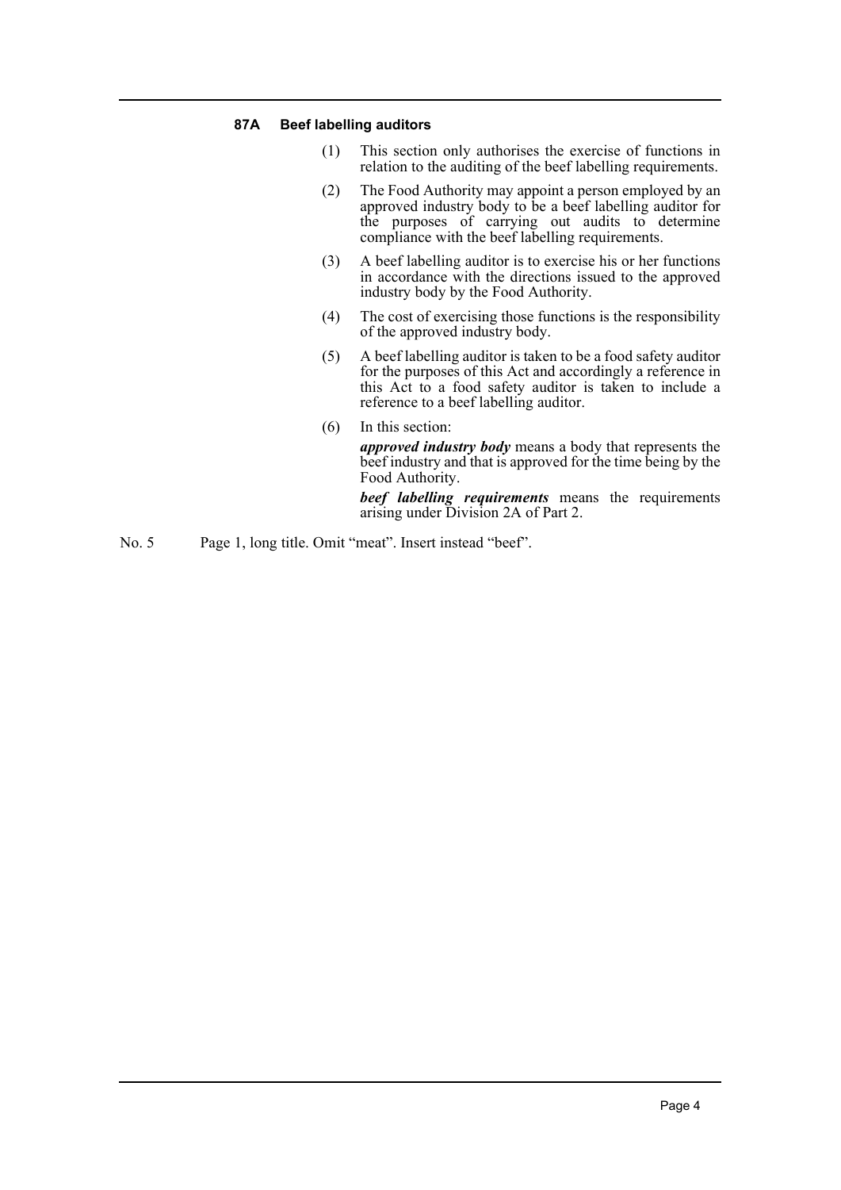#### 87A Beef labelling auditors

(1) This section only authorises the exercise of functions in relation to the auditing of the beef labelling requirements.

(2) The Food Authority may appoint a person employed by an approved industry body to be a beef labelling auditor for the purposes of carrying out audits to determine compliance with the beef labelling requirements.

(3) A beef labelling auditor is to exercise his or her functions in accordance with the directions issued to the approved industry body by the Food Authority.

(4) The cost of exercising those functions is the responsibility of the approved industry body.

(5) A beef labelling auditor is taken to be a food safety auditor for the purposes of this Act and accordingly a reference in this Act to a food safety auditor is taken to include a reference to a beef labelling auditor.

(6) In this section:

***approved industry body*** means a body that represents the beef industry and that is approved for the time being by the Food Authority.

***beef labelling requirements*** means the requirements arising under Division 2A of Part 2.

No. 5 Page 1, long title. Omit "meat". Insert instead "beef".